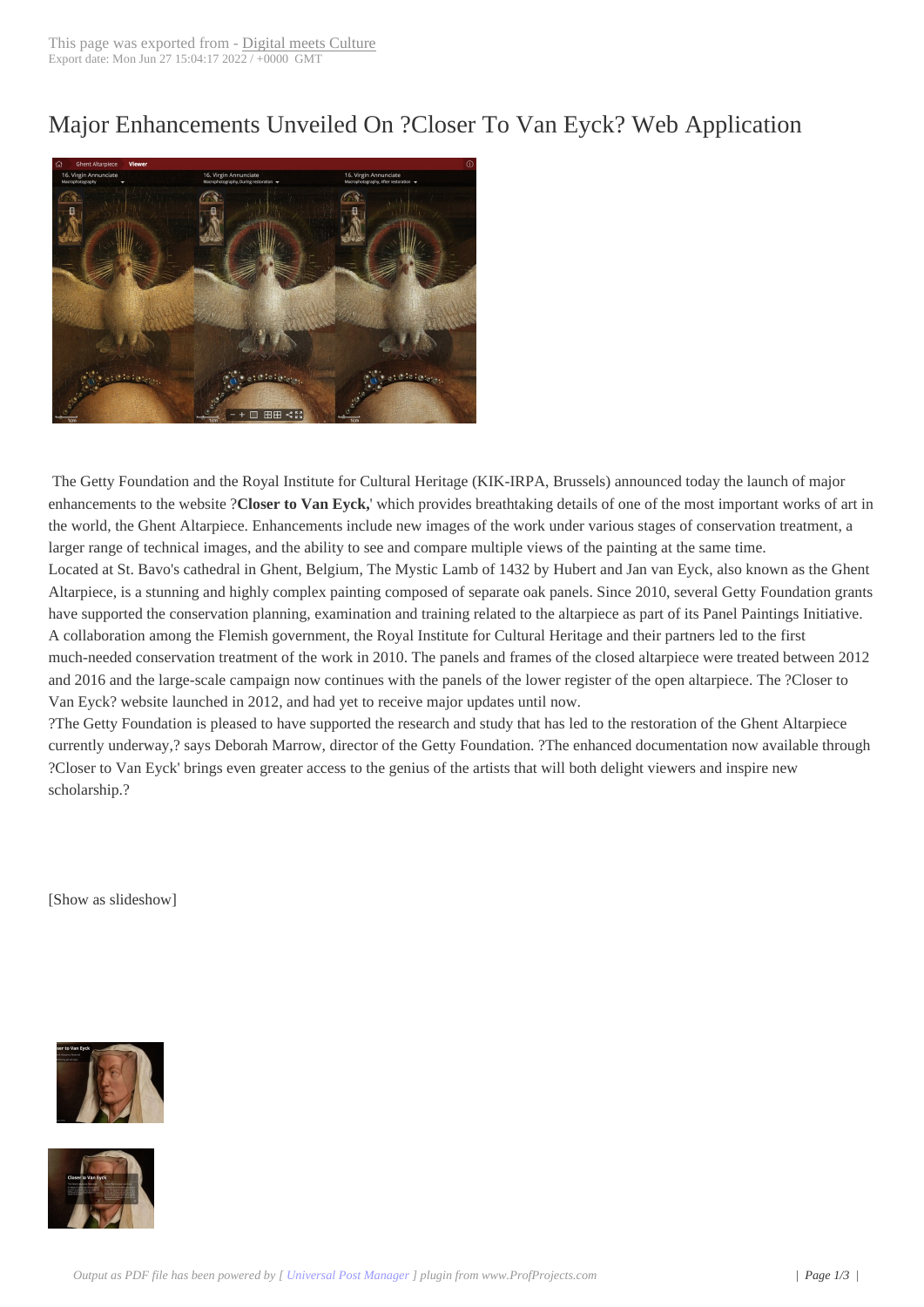# Major Enhancements Unveiled On ?Closer To Van Eyck? Web Application

The Getty Foundation and the Royal Institute for Cultural Heritage (KIK-IRPA, Brussels) announced today the launch of major enhancements to the website ?**Closer to Van Eyck,**' which provides breathtaking details of one of the most important works of art in the world, the Ghent Altarpiece. Enhancements include new images of the work under various stages of conservation treatment, a larger range of technical images, and the ability to see and compare multiple views of the painting at the same time.

Located at St. Bavo's cathedral in Ghent, Belgium, The Mystic Lamb of 1432 by Hubert and Jan van Eyck, also known as the Ghent Altarpiece, is a stunning and highly complex painting composed of separate oak panels. Since 2010, several Getty Foundation grants have supported the conservation planning, examination and training related to the altarpiece as part of its Panel Paintings Initiative. A collaboration among the Flemish government, the Royal Institute for Cultural Heritage and their partners led to the first much-needed conservation treatment of the work in 2010. The panels and frames of the closed altarpiece were treated between 2012 and 2016 and the large-scale campaign now continues with the panels of the lower register of the open altarpiece. The ?Closer to Van Eyck? website launched in 2012, and had yet to receive major updates until now.

?The Getty Foundation is pleased to have supported the research and study that has led to the restoration of the Ghent Altarpiece currently underway,? says Deborah Marrow, director of the Getty Foundation. ?The enhanced documentation now available through ?Closer to Van Eyck' brings even greater access to the genius of the artists that will both delight viewers and inspire new scholarship.?

[Show as slideshow]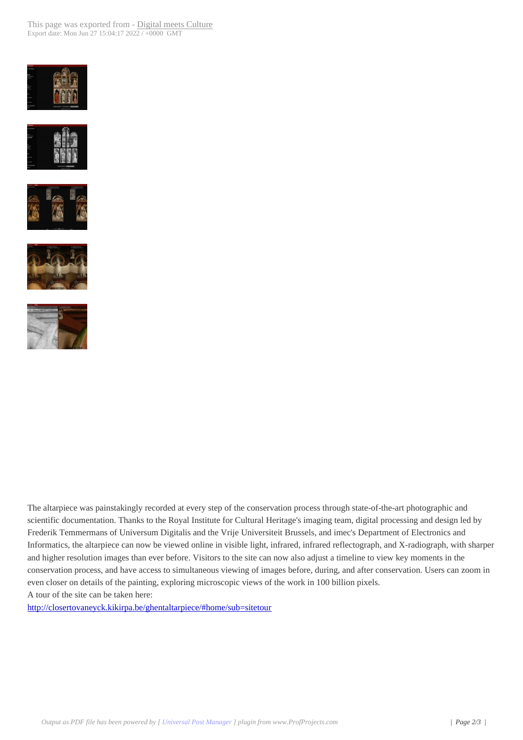The altarpiece was painstakingly recorded at every step of the conservation process through state-of-the-art photographic and scientific documentation. Thanks to the Royal Institute for Cultural Heritage's imaging team, digital processing and design led by Frederik Temmermans of Universum Digitalis and the Vrije Universiteit Brussels, and imec's Department of Electronics and Informatics, the altarpiece can now be viewed online in visible light, infrared, infrared reflectograph, and X-radiograph, with sharper and higher resolution images than ever before. Visitors to the site can now also adjust a timeline to view key moments in the conservation process, and have access to simultaneous viewing of images before, during, and after conservation. Users can zoom in even closer on details of the painting, exploring microscopic views of the work in 100 billion pixels.
A tour of the site can be taken here:
http://closertovaneyck.kikirpa.be/ghentaltarpiece/#home/sub=sitetour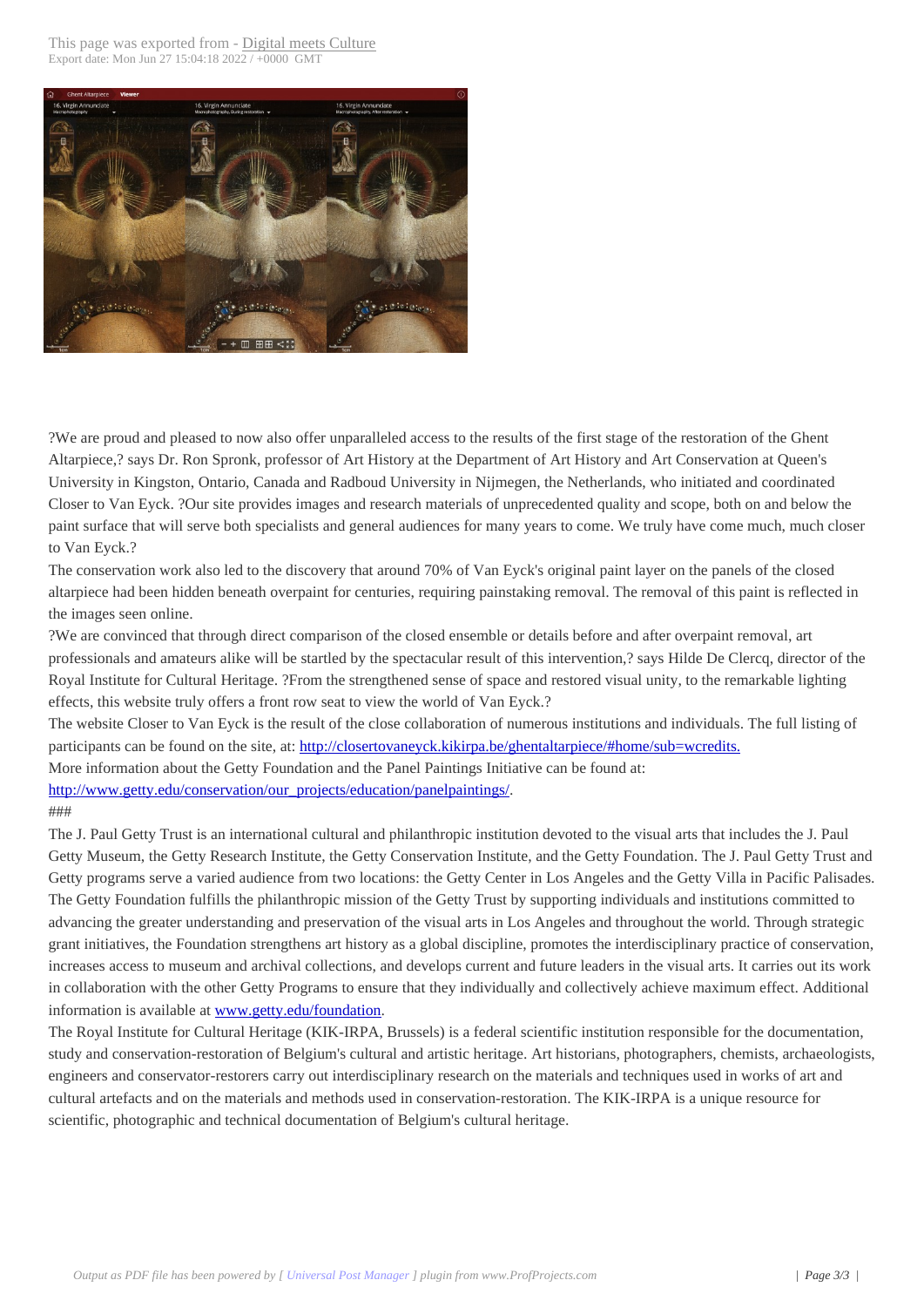?We are proud and pleased to now also offer unparalleled access to the results of the first stage of the restoration of the Ghent Altarpiece,? says Dr. Ron Spronk, professor of Art History at the Department of Art History and Art Conservation at Queen's University in Kingston, Ontario, Canada and Radboud University in Nijmegen, the Netherlands, who initiated and coordinated Closer to Van Eyck. ?Our site provides images and research materials of unprecedented quality and scope, both on and below the paint surface that will serve both specialists and general audiences for many years to come. We truly have come much, much closer to Van Eyck.?

The conservation work also led to the discovery that around 70% of Van Eyck's original paint layer on the panels of the closed altarpiece had been hidden beneath overpaint for centuries, requiring painstaking removal. The removal of this paint is reflected in the images seen online.

?We are convinced that through direct comparison of the closed ensemble or details before and after overpaint removal, art professionals and amateurs alike will be startled by the spectacular result of this intervention,? says Hilde De Clercq, director of the Royal Institute for Cultural Heritage. ?From the strengthened sense of space and restored visual unity, to the remarkable lighting effects, this website truly offers a front row seat to view the world of Van Eyck.?

The website Closer to Van Eyck is the result of the close collaboration of numerous institutions and individuals. The full listing of participants can be found on the site, at: http://closertovaneyck.kikirpa.be/ghentaltarpiece/#home/sub=wcredits.

More information about the Getty Foundation and the Panel Paintings Initiative can be found at: http://www.getty.edu/conservation/our_projects/education/panelpaintings/.

###

The J. Paul Getty Trust is an international cultural and philanthropic institution devoted to the visual arts that includes the J. Paul Getty Museum, the Getty Research Institute, the Getty Conservation Institute, and the Getty Foundation. The J. Paul Getty Trust and Getty programs serve a varied audience from two locations: the Getty Center in Los Angeles and the Getty Villa in Pacific Palisades. The Getty Foundation fulfills the philanthropic mission of the Getty Trust by supporting individuals and institutions committed to advancing the greater understanding and preservation of the visual arts in Los Angeles and throughout the world. Through strategic grant initiatives, the Foundation strengthens art history as a global discipline, promotes the interdisciplinary practice of conservation, increases access to museum and archival collections, and develops current and future leaders in the visual arts. It carries out its work in collaboration with the other Getty Programs to ensure that they individually and collectively achieve maximum effect. Additional information is available at www.getty.edu/foundation.

The Royal Institute for Cultural Heritage (KIK-IRPA, Brussels) is a federal scientific institution responsible for the documentation, study and conservation-restoration of Belgium's cultural and artistic heritage. Art historians, photographers, chemists, archaeologists, engineers and conservator-restorers carry out interdisciplinary research on the materials and techniques used in works of art and cultural artefacts and on the materials and methods used in conservation-restoration. The KIK-IRPA is a unique resource for scientific, photographic and technical documentation of Belgium's cultural heritage.